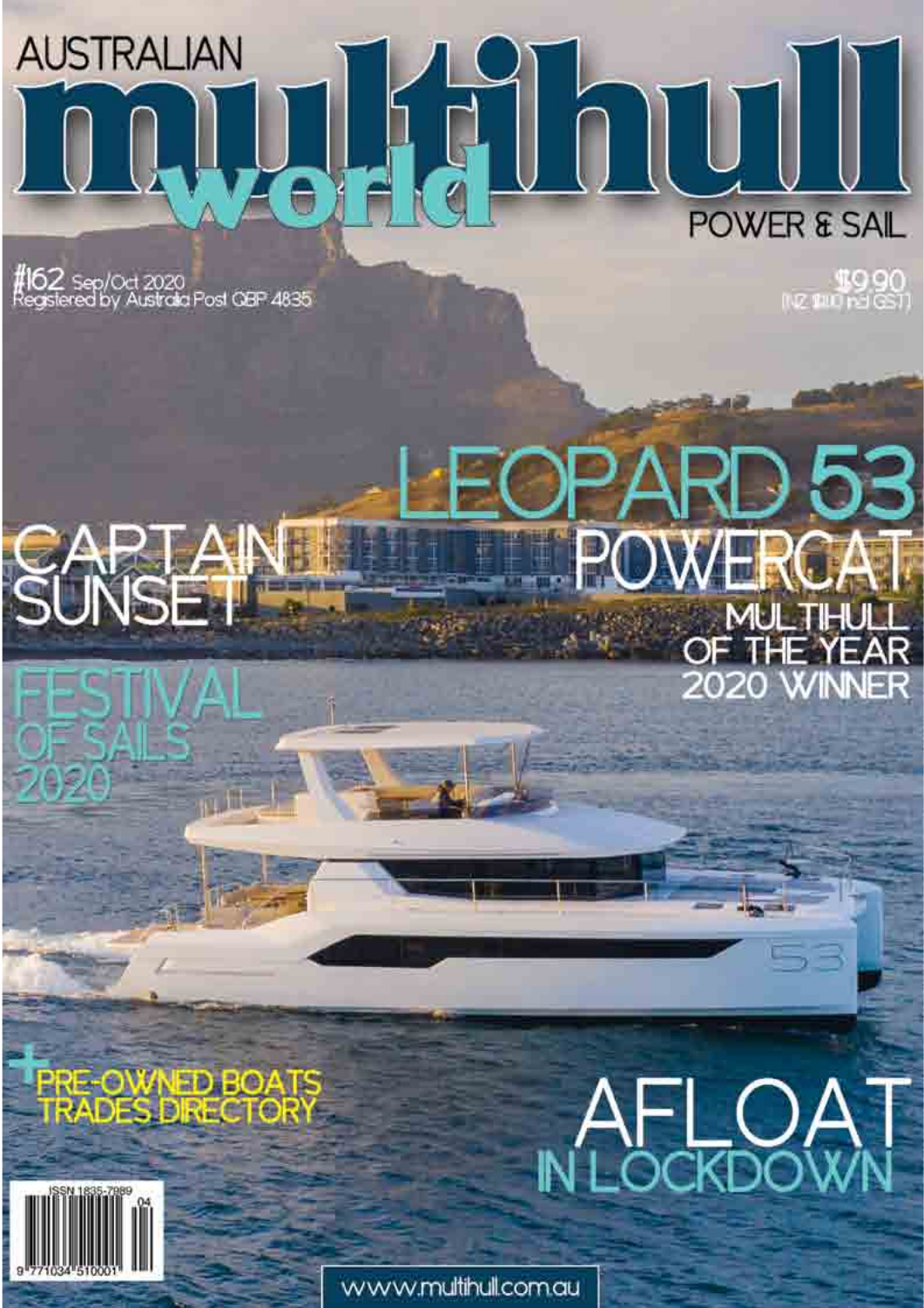# AUSTRALIAN multihull world

POWER & SAIL

#162 Sep/Oct 2020
Registered by Australia Post QBP 4835

$9.90
(NZ $11.00 incl GST)

## LEOPARD 53 POWERCAT

MULTIHULL OF THE YEAR 2020 WINNER

## CAPTAIN SUNSET

## FESTIVAL OF SAILS 2020

+ PRE-OWNED BOATS
TRADES DIRECTORY

## AFLOAT IN LOCKDOWN

ISSN 1835-7989

www.multihull.com.au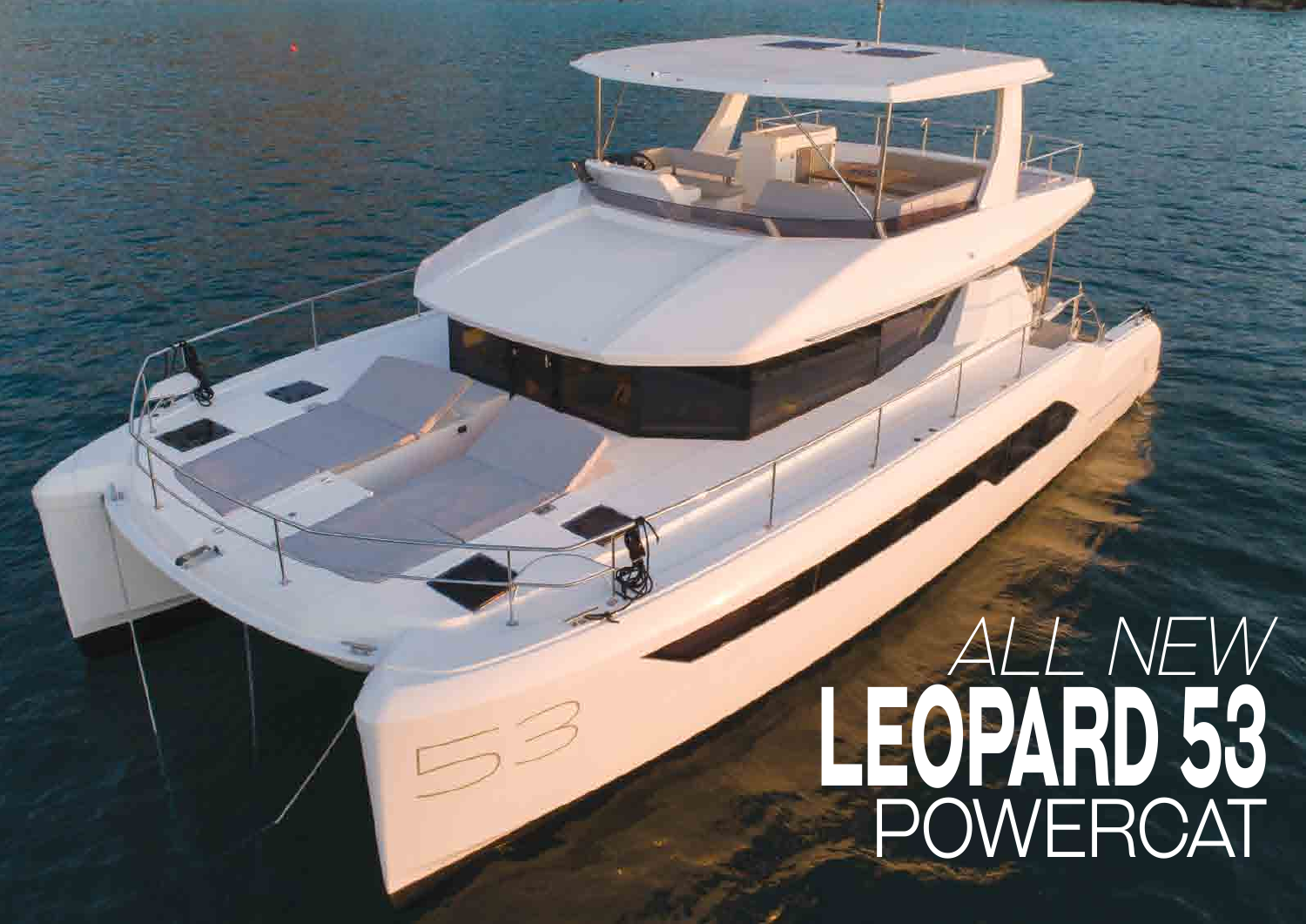*ALL NEW*
# LEOPARD 53
POWERCAT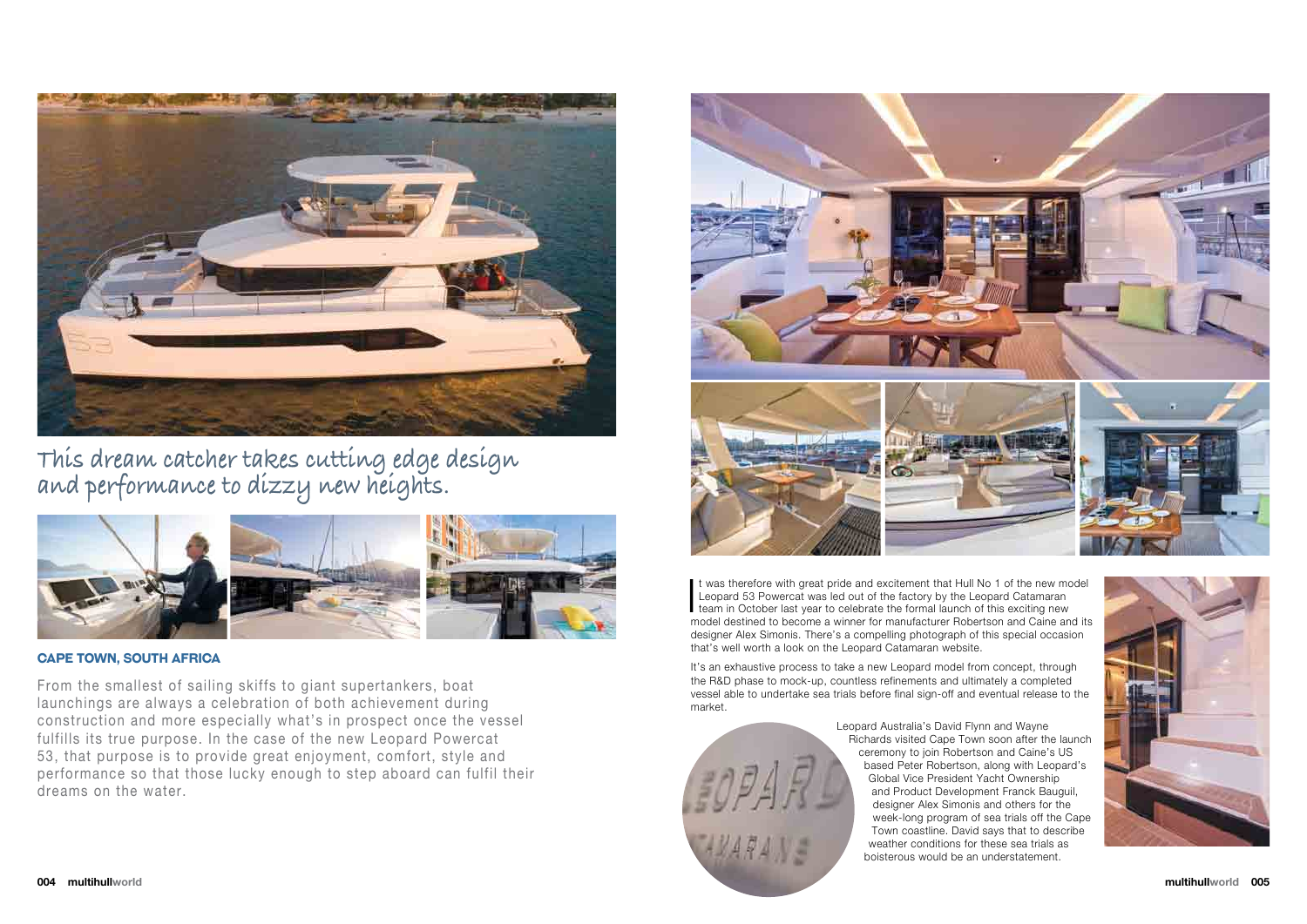# This dream catcher takes cutting edge design and performance to dizzy new heights.

**CAPE TOWN, SOUTH AFRICA**

From the smallest of sailing skiffs to giant supertankers, boat launchings are always a celebration of both achievement during construction and more especially what's in prospect once the vessel fulfills its true purpose. In the case of the new Leopard Powercat 53, that purpose is to provide great enjoyment, comfort, style and performance so that those lucky enough to step aboard can fulfil their dreams on the water.

It was therefore with great pride and excitement that Hull No 1 of the new model Leopard 53 Powercat was led out of the factory by the Leopard Catamaran team in October last year to celebrate the formal launch of this exciting new model destined to become a winner for manufacturer Robertson and Caine and its designer Alex Simonis. There's a compelling photograph of this special occasion that's well worth a look on the Leopard Catamaran website.

It's an exhaustive process to take a new Leopard model from concept, through the R&D phase to mock-up, countless refinements and ultimately a completed vessel able to undertake sea trials before final sign-off and eventual release to the market.

Leopard Australia's David Flynn and Wayne Richards visited Cape Town soon after the launch ceremony to join Robertson and Caine's US based Peter Robertson, along with Leopard's Global Vice President Yacht Ownership and Product Development Franck Bauguil, designer Alex Simonis and others for the week-long program of sea trials off the Cape Town coastline. David says that to describe weather conditions for these sea trials as boisterous would be an understatement.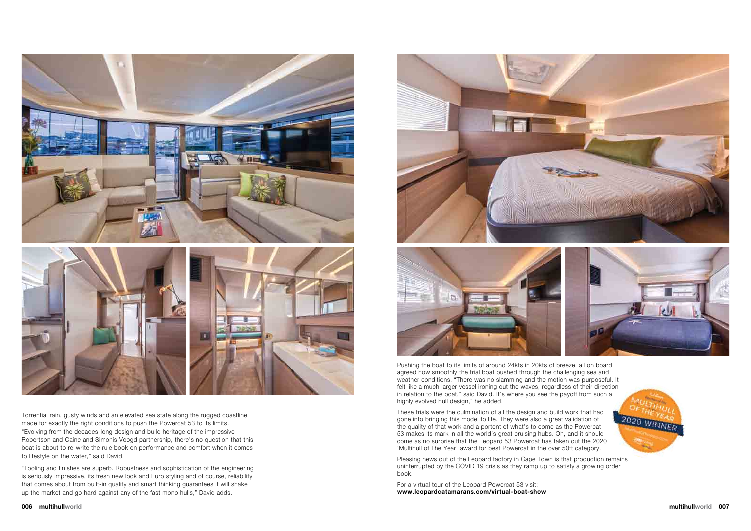Torrential rain, gusty winds and an elevated sea state along the rugged coastline made for exactly the right conditions to push the Powercat 53 to its limits. "Evolving from the decades-long design and build heritage of the impressive Robertson and Caine and Simonis Voogd partnership, there's no question that this boat is about to re-write the rule book on performance and comfort when it comes to lifestyle on the water," said David.

"Tooling and finishes are superb. Robustness and sophistication of the engineering is seriously impressive, its fresh new look and Euro styling and of course, reliability that comes about from built-in quality and smart thinking guarantees it will shake up the market and go hard against any of the fast mono hulls," David adds.

Pushing the boat to its limits of around 24kts in 20kts of breeze, all on board agreed how smoothly the trial boat pushed through the challenging sea and weather conditions. "There was no slamming and the motion was purposeful. It felt like a much larger vessel ironing out the waves, regardless of their direction in relation to the boat," said David. It's where you see the payoff from such a highly evolved hull design," he added.

These trials were the culmination of all the design and build work that had gone into bringing this model to life. They were also a great validation of the quality of that work and a portent of what's to come as the Powercat 53 makes its mark in all the world's great cruising hubs. Oh, and it should come as no surprise that the Leopard 53 Powercat has taken out the 2020 'Multihull of The Year' award for best Powercat in the over 50ft category.

Pleasing news out of the Leopard factory in Cape Town is that production remains uninterrupted by the COVID 19 crisis as they ramp up to satisfy a growing order book.

For a virtual tour of the Leopard Powercat 53 visit:
**www.leopardcatamarans.com/virtual-boat-show**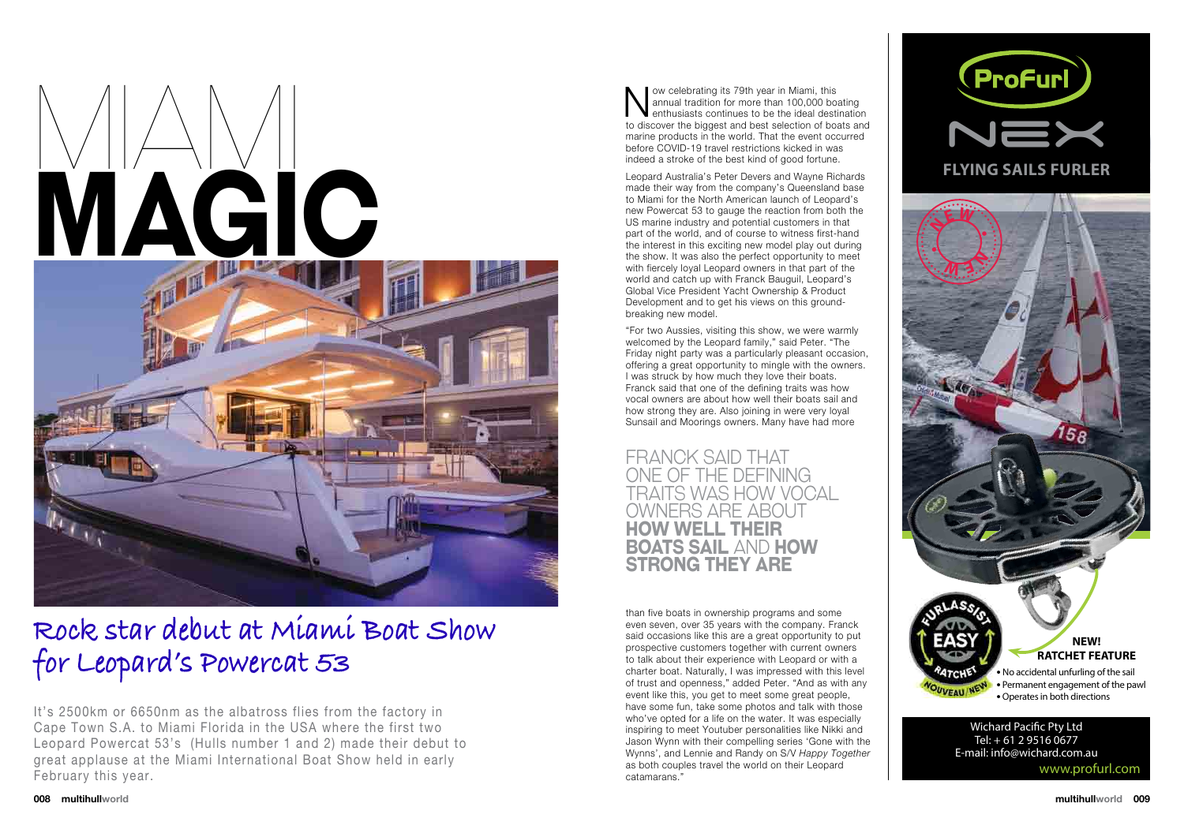# MIAMI MAGIC

## Rock star debut at Miami Boat Show for Leopard's Powercat 53

It's 2500km or 6650nm as the albatross flies from the factory in Cape Town S.A. to Miami Florida in the USA where the first two Leopard Powercat 53's (Hulls number 1 and 2) made their debut to great applause at the Miami International Boat Show held in early February this year.

Now celebrating its 79th year in Miami, this annual tradition for more than 100,000 boating enthusiasts continues to be the ideal destination to discover the biggest and best selection of boats and marine products in the world. That the event occurred before COVID-19 travel restrictions kicked in was indeed a stroke of the best kind of good fortune.

Leopard Australia's Peter Devers and Wayne Richards made their way from the company's Queensland base to Miami for the North American launch of Leopard's new Powercat 53 to gauge the reaction from both the US marine industry and potential customers in that part of the world, and of course to witness first-hand the interest in this exciting new model play out during the show. It was also the perfect opportunity to meet with fiercely loyal Leopard owners in that part of the world and catch up with Franck Bauguil, Leopard's Global Vice President Yacht Ownership & Product Development and to get his views on this ground-breaking new model.

"For two Aussies, visiting this show, we were warmly welcomed by the Leopard family," said Peter. "The Friday night party was a particularly pleasant occasion, offering a great opportunity to mingle with the owners. I was struck by how much they love their boats. Franck said that one of the defining traits was how vocal owners are about how well their boats sail and how strong they are. Also joining in were very loyal Sunsail and Moorings owners. Many have had more than five boats in ownership programs and some even seven, over 35 years with the company. Franck said occasions like this are a great opportunity to put prospective customers together with current owners to talk about their experience with Leopard or with a charter boat. Naturally, I was impressed with this level of trust and openness," added Peter. "And as with any event like this, you get to meet some great people, have some fun, take some photos and talk with those who've opted for a life on the water. It was especially inspiring to meet Youtuber personalities like Nikki and Jason Wynn with their compelling series 'Gone with the Wynns', and Lennie and Randy on S/V *Happy Together* as both couples travel the world on their Leopard catamarans."

> FRANCK SAID THAT ONE OF THE DEFINING TRAITS WAS HOW VOCAL OWNERS ARE ABOUT **HOW WELL THEIR BOATS SAIL** AND **HOW STRONG THEY ARE**

ProFurl NEX

FLYING SAILS FURLER

NEW! RATCHET FEATURE

- No accidental unfurling of the sail
- Permanent engagement of the pawl
- Operates in both directions

Wichard Pacific Pty Ltd
Tel: + 61 2 9516 0677
E-mail: info@wichard.com.au
www.profurl.com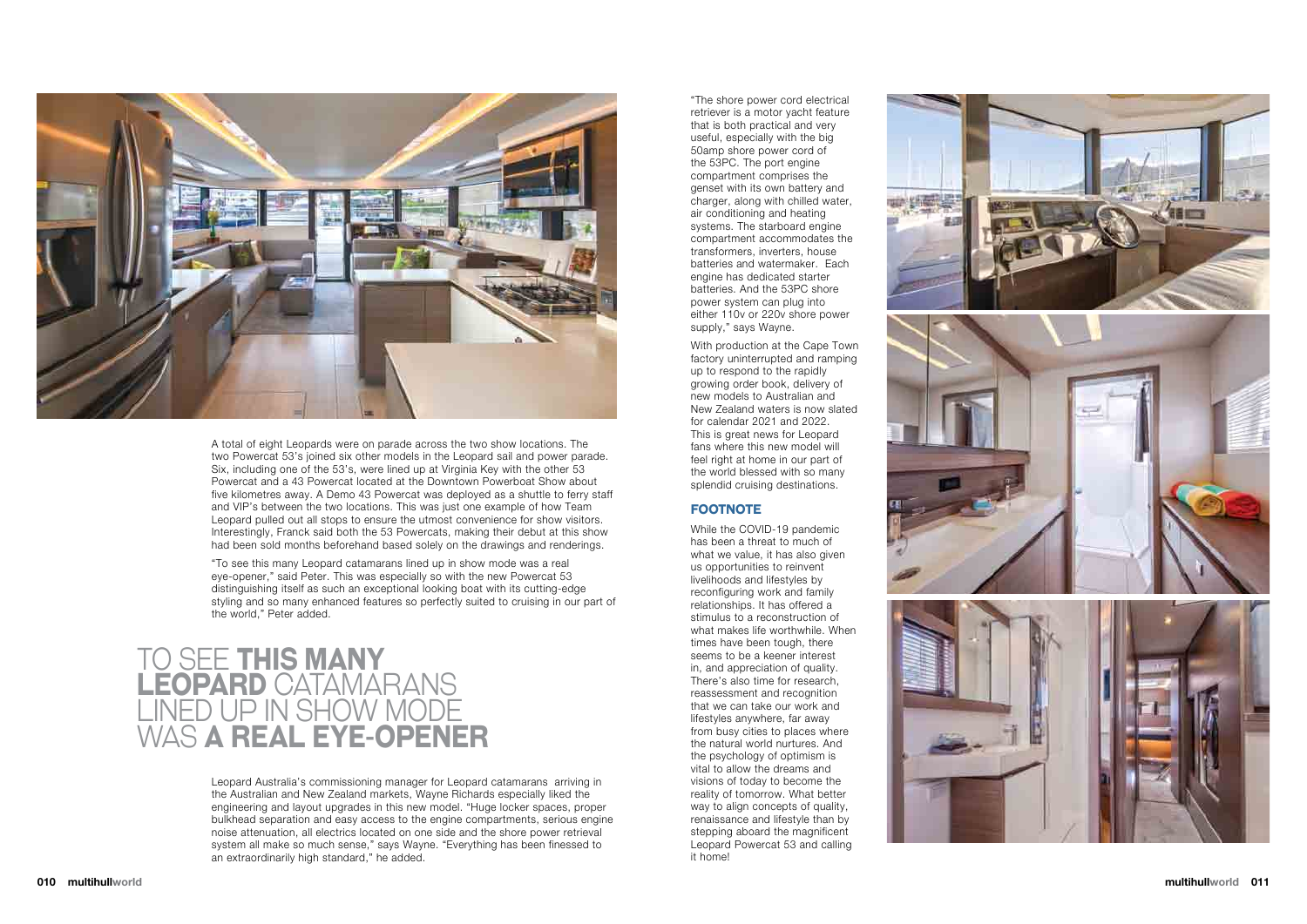A total of eight Leopards were on parade across the two show locations. The two Powercat 53's joined six other models in the Leopard sail and power parade. Six, including one of the 53's, were lined up at Virginia Key with the other 53 Powercat and a 43 Powercat located at the Downtown Powerboat Show about five kilometres away. A Demo 43 Powercat was deployed as a shuttle to ferry staff and VIP's between the two locations. This was just one example of how Team Leopard pulled out all stops to ensure the utmost convenience for show visitors. Interestingly, Franck said both the 53 Powercats, making their debut at this show had been sold months beforehand based solely on the drawings and renderings.

"To see this many Leopard catamarans lined up in show mode was a real eye-opener," said Peter. This was especially so with the new Powercat 53 distinguishing itself as such an exceptional looking boat with its cutting-edge styling and so many enhanced features so perfectly suited to cruising in our part of the world," Peter added.

## TO SEE **THIS MANY LEOPARD** CATAMARANS LINED UP IN SHOW MODE WAS **A REAL EYE-OPENER**

Leopard Australia's commissioning manager for Leopard catamarans arriving in the Australian and New Zealand markets, Wayne Richards especially liked the engineering and layout upgrades in this new model. "Huge locker spaces, proper bulkhead separation and easy access to the engine compartments, serious engine noise attenuation, all electrics located on one side and the shore power retrieval system all make so much sense," says Wayne. "Everything has been finessed to an extraordinarily high standard," he added.

"The shore power cord electrical retriever is a motor yacht feature that is both practical and very useful, especially with the big 50amp shore power cord of the 53PC. The port engine compartment comprises the genset with its own battery and charger, along with chilled water, air conditioning and heating systems. The starboard engine compartment accommodates the transformers, inverters, house batteries and watermaker. Each engine has dedicated starter batteries. And the 53PC shore power system can plug into either 110v or 220v shore power supply," says Wayne.

With production at the Cape Town factory uninterrupted and ramping up to respond to the rapidly growing order book, delivery of new models to Australian and New Zealand waters is now slated for calendar 2021 and 2022. This is great news for Leopard fans where this new model will feel right at home in our part of the world blessed with so many splendid cruising destinations.

### FOOTNOTE

While the COVID-19 pandemic has been a threat to much of what we value, it has also given us opportunities to reinvent livelihoods and lifestyles by reconfiguring work and family relationships. It has offered a stimulus to a reconstruction of what makes life worthwhile. When times have been tough, there seems to be a keener interest in, and appreciation of quality. There's also time for research, reassessment and recognition that we can take our work and lifestyles anywhere, far away from busy cities to places where the natural world nurtures. And the psychology of optimism is vital to allow the dreams and visions of today to become the reality of tomorrow. What better way to align concepts of quality, renaissance and lifestyle than by stepping aboard the magnificent Leopard Powercat 53 and calling it home!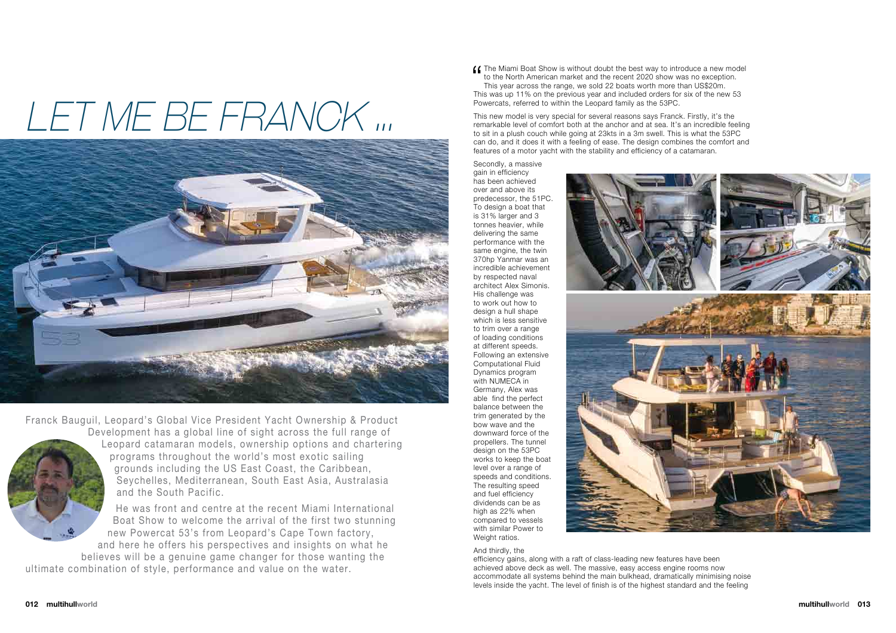# LET ME BE FRANCK ...

Franck Bauguil, Leopard's Global Vice President Yacht Ownership & Product Development has a global line of sight across the full range of Leopard catamaran models, ownership options and chartering programs throughout the world's most exotic sailing grounds including the US East Coast, the Caribbean, Seychelles, Mediterranean, South East Asia, Australasia and the South Pacific.

He was front and centre at the recent Miami International Boat Show to welcome the arrival of the first two stunning new Powercat 53's from Leopard's Cape Town factory, and here he offers his perspectives and insights on what he believes will be a genuine game changer for those wanting the ultimate combination of style, performance and value on the water.

"The Miami Boat Show is without doubt the best way to introduce a new model to the North American market and the recent 2020 show was no exception. This year across the range, we sold 22 boats worth more than US$20m. This was up 11% on the previous year and included orders for six of the new 53 Powercats, referred to within the Leopard family as the 53PC.

This new model is very special for several reasons says Franck. Firstly, it's the remarkable level of comfort both at the anchor and at sea. It's an incredible feeling to sit in a plush couch while going at 23kts in a 3m swell. This is what the 53PC can do, and it does it with a feeling of ease. The design combines the comfort and features of a motor yacht with the stability and efficiency of a catamaran.

Secondly, a massive gain in efficiency has been achieved over and above its predecessor, the 51PC. To design a boat that is 31% larger and 3 tonnes heavier, while delivering the same performance with the same engine, the twin 370hp Yanmar was an incredible achievement by respected naval architect Alex Simonis. His challenge was to work out how to design a hull shape which is less sensitive to trim over a range of loading conditions at different speeds. Following an extensive Computational Fluid Dynamics program with NUMECA in Germany, Alex was able find the perfect balance between the trim generated by the bow wave and the downward force of the propellers. The tunnel design on the 53PC works to keep the boat level over a range of speeds and conditions. The resulting speed and fuel efficiency dividends can be as high as 22% when compared to vessels with similar Power to Weight ratios.

And thirdly, the efficiency gains, along with a raft of class-leading new features have been achieved above deck as well. The massive, easy access engine rooms now accommodate all systems behind the main bulkhead, dramatically minimising noise levels inside the yacht. The level of finish is of the highest standard and the feeling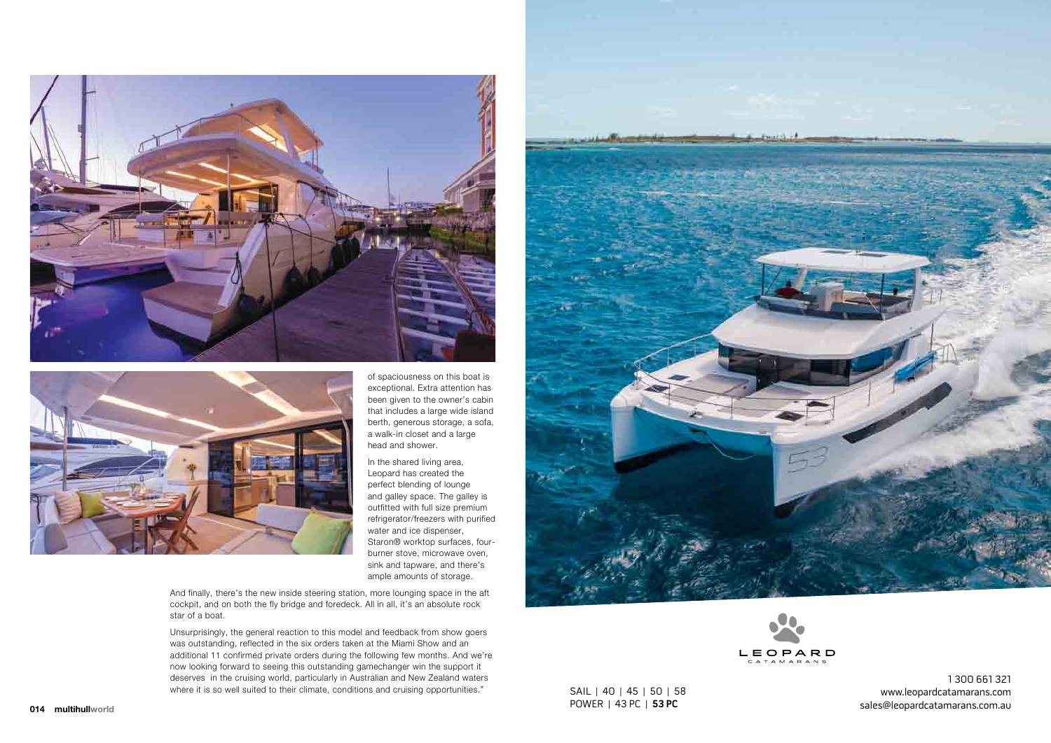of spaciousness on this boat is exceptional. Extra attention has been given to the owner's cabin that includes a large wide island berth, generous storage, a sofa, a walk-in closet and a large head and shower.

In the shared living area, Leopard has created the perfect blending of lounge and galley space. The galley is outfitted with full size premium refrigerator/freezers with purified water and ice dispenser, Staron® worktop surfaces, four-burner stove, microwave oven, sink and tapware, and there's ample amounts of storage.

And finally, there's the new inside steering station, more lounging space in the aft cockpit, and on both the fly bridge and foredeck. All in all, it's an absolute rock star of a boat.

Unsurprisingly, the general reaction to this model and feedback from show goers was outstanding, reflected in the six orders taken at the Miami Show and an additional 11 confirmed private orders during the following few months. And we're now looking forward to seeing this outstanding gamechanger win the support it deserves in the cruising world, particularly in Australian and New Zealand waters where it is so well suited to their climate, conditions and cruising opportunities."

LEOPARD CATAMARANS

SAIL | 40 | 45 | 50 | 58
POWER | 43 PC | **53 PC**

1 300 661 321
www.leopardcatamarans.com
sales@leopardcatamarans.com.au